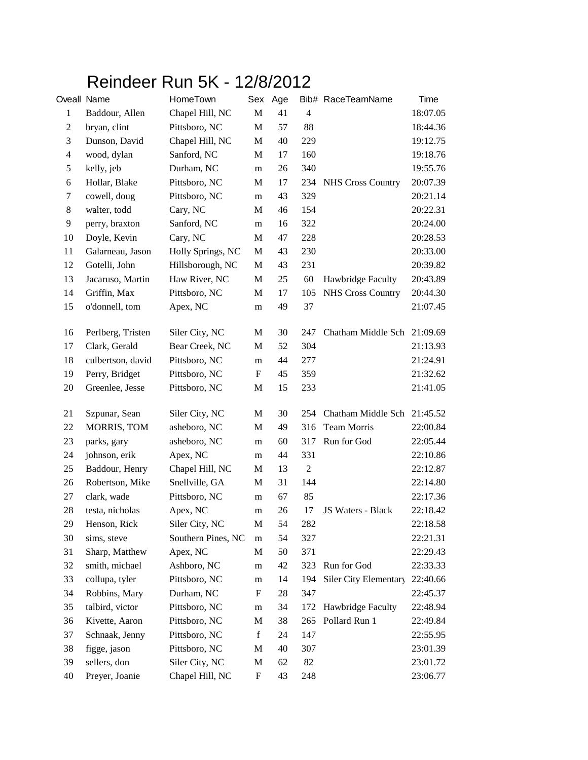# Reindeer Run 5K - 12/8/2012

| Oveall | Name | HomeTown | Sex | Age | Bib# | RaceTeamName | Time |
|---|---|---|---|---|---|---|---|
| 1 | Baddour, Allen | Chapel Hill, NC | M | 41 | 4 | | 18:07.05 |
| 2 | bryan, clint | Pittsboro, NC | M | 57 | 88 | | 18:44.36 |
| 3 | Dunson, David | Chapel Hill, NC | M | 40 | 229 | | 19:12.75 |
| 4 | wood, dylan | Sanford, NC | M | 17 | 160 | | 19:18.76 |
| 5 | kelly, jeb | Durham, NC | m | 26 | 340 | | 19:55.76 |
| 6 | Hollar, Blake | Pittsboro, NC | M | 17 | 234 | NHS Cross Country | 20:07.39 |
| 7 | cowell, doug | Pittsboro, NC | m | 43 | 329 | | 20:21.14 |
| 8 | walter, todd | Cary, NC | M | 46 | 154 | | 20:22.31 |
| 9 | perry, braxton | Sanford, NC | m | 16 | 322 | | 20:24.00 |
| 10 | Doyle, Kevin | Cary, NC | M | 47 | 228 | | 20:28.53 |
| 11 | Galarneau, Jason | Holly Springs, NC | M | 43 | 230 | | 20:33.00 |
| 12 | Gotelli, John | Hillsborough, NC | M | 43 | 231 | | 20:39.82 |
| 13 | Jacaruso, Martin | Haw River, NC | M | 25 | 60 | Hawbridge Faculty | 20:43.89 |
| 14 | Griffin, Max | Pittsboro, NC | M | 17 | 105 | NHS Cross Country | 20:44.30 |
| 15 | o'donnell, tom | Apex, NC | m | 49 | 37 | | 21:07.45 |
| 16 | Perlberg, Tristen | Siler City, NC | M | 30 | 247 | Chatham Middle Sch | 21:09.69 |
| 17 | Clark, Gerald | Bear Creek, NC | M | 52 | 304 | | 21:13.93 |
| 18 | culbertson, david | Pittsboro, NC | m | 44 | 277 | | 21:24.91 |
| 19 | Perry, Bridget | Pittsboro, NC | F | 45 | 359 | | 21:32.62 |
| 20 | Greenlee, Jesse | Pittsboro, NC | M | 15 | 233 | | 21:41.05 |
| 21 | Szpunar, Sean | Siler City, NC | M | 30 | 254 | Chatham Middle Sch | 21:45.52 |
| 22 | MORRIS, TOM | asheboro, NC | M | 49 | 316 | Team Morris | 22:00.84 |
| 23 | parks, gary | asheboro, NC | m | 60 | 317 | Run for God | 22:05.44 |
| 24 | johnson, erik | Apex, NC | m | 44 | 331 | | 22:10.86 |
| 25 | Baddour, Henry | Chapel Hill, NC | M | 13 | 2 | | 22:12.87 |
| 26 | Robertson, Mike | Snellville, GA | M | 31 | 144 | | 22:14.80 |
| 27 | clark, wade | Pittsboro, NC | m | 67 | 85 | | 22:17.36 |
| 28 | testa, nicholas | Apex, NC | m | 26 | 17 | JS Waters - Black | 22:18.42 |
| 29 | Henson, Rick | Siler City, NC | M | 54 | 282 | | 22:18.58 |
| 30 | sims, steve | Southern Pines, NC | m | 54 | 327 | | 22:21.31 |
| 31 | Sharp, Matthew | Apex, NC | M | 50 | 371 | | 22:29.43 |
| 32 | smith, michael | Ashboro, NC | m | 42 | 323 | Run for God | 22:33.33 |
| 33 | collupa, tyler | Pittsboro, NC | m | 14 | 194 | Siler City Elementary | 22:40.66 |
| 34 | Robbins, Mary | Durham, NC | F | 28 | 347 | | 22:45.37 |
| 35 | talbird, victor | Pittsboro, NC | m | 34 | 172 | Hawbridge Faculty | 22:48.94 |
| 36 | Kivette, Aaron | Pittsboro, NC | M | 38 | 265 | Pollard Run 1 | 22:49.84 |
| 37 | Schnaak, Jenny | Pittsboro, NC | f | 24 | 147 | | 22:55.95 |
| 38 | figge, jason | Pittsboro, NC | M | 40 | 307 | | 23:01.39 |
| 39 | sellers, don | Siler City, NC | M | 62 | 82 | | 23:01.72 |
| 40 | Preyer, Joanie | Chapel Hill, NC | F | 43 | 248 | | 23:06.77 |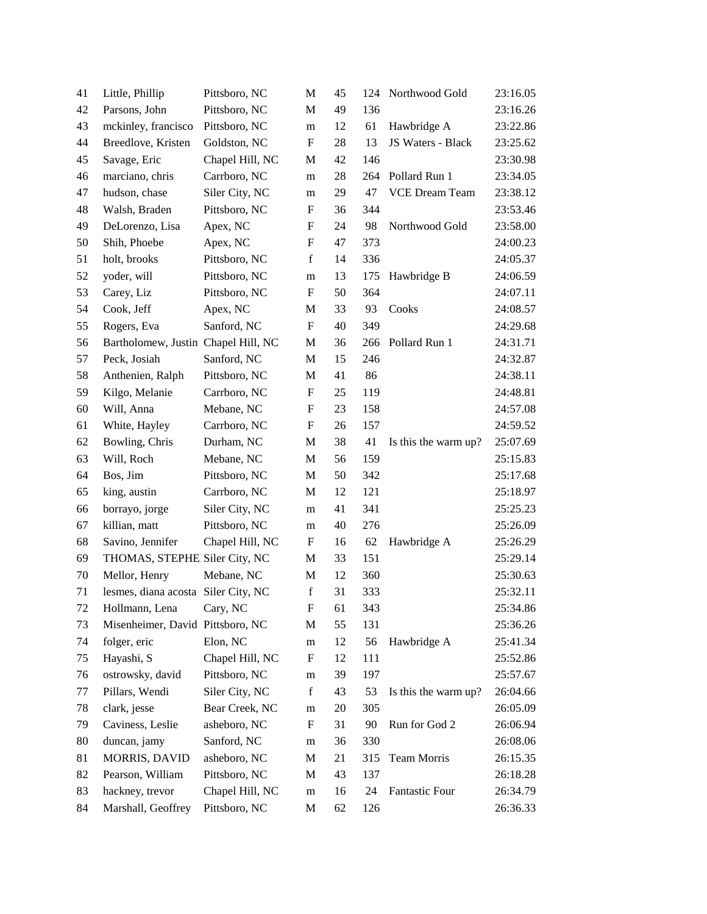| | | | | | | | |
|---|---|---|---|---|---|---|---|
| 41 | Little, Phillip | Pittsboro, NC | M | 45 | 124 | Northwood Gold | 23:16.05 |
| 42 | Parsons, John | Pittsboro, NC | M | 49 | 136 | | 23:16.26 |
| 43 | mckinley, francisco | Pittsboro, NC | m | 12 | 61 | Hawbridge A | 23:22.86 |
| 44 | Breedlove, Kristen | Goldston, NC | F | 28 | 13 | JS Waters - Black | 23:25.62 |
| 45 | Savage, Eric | Chapel Hill, NC | M | 42 | 146 | | 23:30.98 |
| 46 | marciano, chris | Carrboro, NC | m | 28 | 264 | Pollard Run 1 | 23:34.05 |
| 47 | hudson, chase | Siler City, NC | m | 29 | 47 | VCE Dream Team | 23:38.12 |
| 48 | Walsh, Braden | Pittsboro, NC | F | 36 | 344 | | 23:53.46 |
| 49 | DeLorenzo, Lisa | Apex, NC | F | 24 | 98 | Northwood Gold | 23:58.00 |
| 50 | Shih, Phoebe | Apex, NC | F | 47 | 373 | | 24:00.23 |
| 51 | holt, brooks | Pittsboro, NC | f | 14 | 336 | | 24:05.37 |
| 52 | yoder, will | Pittsboro, NC | m | 13 | 175 | Hawbridge B | 24:06.59 |
| 53 | Carey, Liz | Pittsboro, NC | F | 50 | 364 | | 24:07.11 |
| 54 | Cook, Jeff | Apex, NC | M | 33 | 93 | Cooks | 24:08.57 |
| 55 | Rogers, Eva | Sanford, NC | F | 40 | 349 | | 24:29.68 |
| 56 | Bartholomew, Justin | Chapel Hill, NC | M | 36 | 266 | Pollard Run 1 | 24:31.71 |
| 57 | Peck, Josiah | Sanford, NC | M | 15 | 246 | | 24:32.87 |
| 58 | Anthenien, Ralph | Pittsboro, NC | M | 41 | 86 | | 24:38.11 |
| 59 | Kilgo, Melanie | Carrboro, NC | F | 25 | 119 | | 24:48.81 |
| 60 | Will, Anna | Mebane, NC | F | 23 | 158 | | 24:57.08 |
| 61 | White, Hayley | Carrboro, NC | F | 26 | 157 | | 24:59.52 |
| 62 | Bowling, Chris | Durham, NC | M | 38 | 41 | Is this the warm up? | 25:07.69 |
| 63 | Will, Roch | Mebane, NC | M | 56 | 159 | | 25:15.83 |
| 64 | Bos, Jim | Pittsboro, NC | M | 50 | 342 | | 25:17.68 |
| 65 | king, austin | Carrboro, NC | M | 12 | 121 | | 25:18.97 |
| 66 | borrayo, jorge | Siler City, NC | m | 41 | 341 | | 25:25.23 |
| 67 | killian, matt | Pittsboro, NC | m | 40 | 276 | | 25:26.09 |
| 68 | Savino, Jennifer | Chapel Hill, NC | F | 16 | 62 | Hawbridge A | 25:26.29 |
| 69 | THOMAS, STEPHE | Siler City, NC | M | 33 | 151 | | 25:29.14 |
| 70 | Mellor, Henry | Mebane, NC | M | 12 | 360 | | 25:30.63 |
| 71 | lesmes, diana acosta | Siler City, NC | f | 31 | 333 | | 25:32.11 |
| 72 | Hollmann, Lena | Cary, NC | F | 61 | 343 | | 25:34.86 |
| 73 | Misenheimer, David | Pittsboro, NC | M | 55 | 131 | | 25:36.26 |
| 74 | folger, eric | Elon, NC | m | 12 | 56 | Hawbridge A | 25:41.34 |
| 75 | Hayashi, S | Chapel Hill, NC | F | 12 | 111 | | 25:52.86 |
| 76 | ostrowsky, david | Pittsboro, NC | m | 39 | 197 | | 25:57.67 |
| 77 | Pillars, Wendi | Siler City, NC | f | 43 | 53 | Is this the warm up? | 26:04.66 |
| 78 | clark, jesse | Bear Creek, NC | m | 20 | 305 | | 26:05.09 |
| 79 | Caviness, Leslie | asheboro, NC | F | 31 | 90 | Run for God 2 | 26:06.94 |
| 80 | duncan, jamy | Sanford, NC | m | 36 | 330 | | 26:08.06 |
| 81 | MORRIS, DAVID | asheboro, NC | M | 21 | 315 | Team Morris | 26:15.35 |
| 82 | Pearson, William | Pittsboro, NC | M | 43 | 137 | | 26:18.28 |
| 83 | hackney, trevor | Chapel Hill, NC | m | 16 | 24 | Fantastic Four | 26:34.79 |
| 84 | Marshall, Geoffrey | Pittsboro, NC | M | 62 | 126 | | 26:36.33 |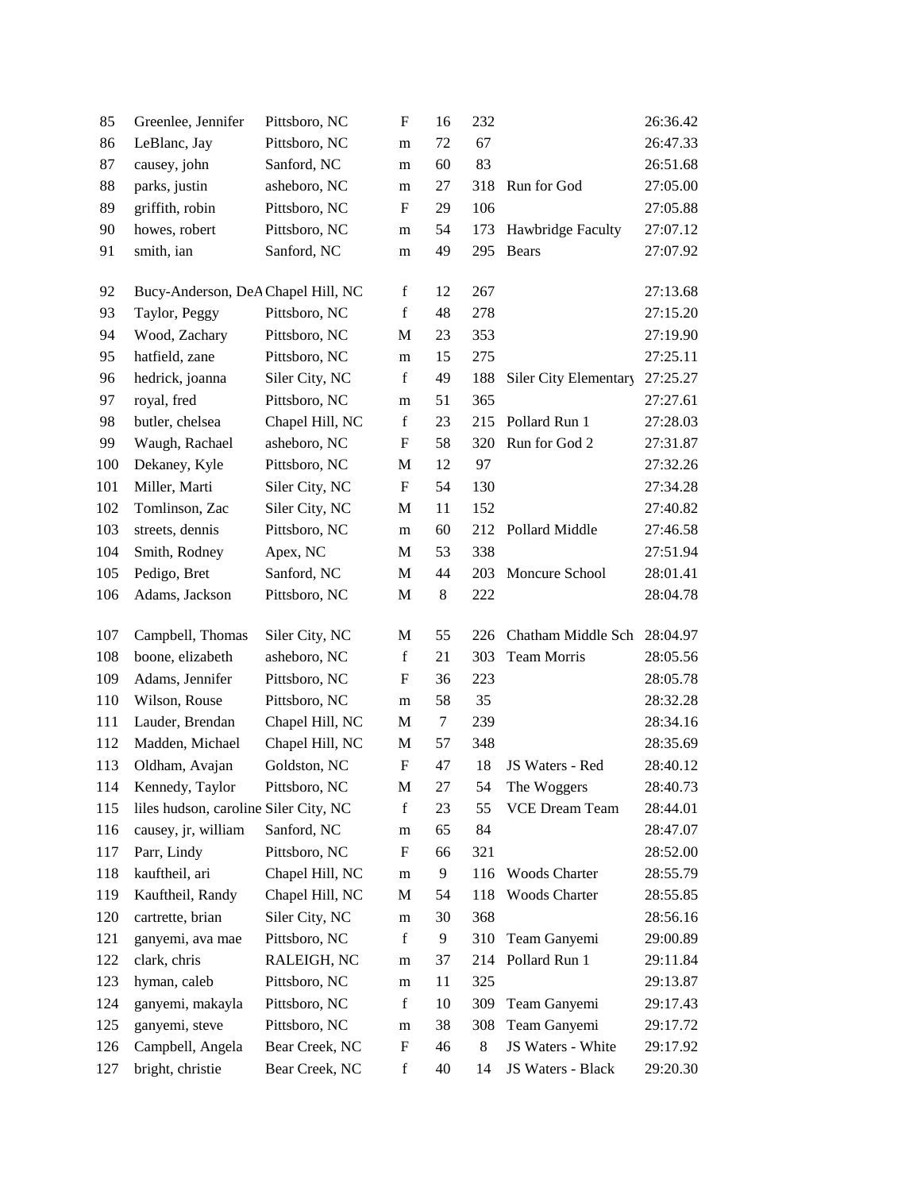| | | | | | | | |
|---|---|---|---|---|---|---|---|
| 85 | Greenlee, Jennifer | Pittsboro, NC | F | 16 | 232 | | 26:36.42 |
| 86 | LeBlanc, Jay | Pittsboro, NC | m | 72 | 67 | | 26:47.33 |
| 87 | causey, john | Sanford, NC | m | 60 | 83 | | 26:51.68 |
| 88 | parks, justin | asheboro, NC | m | 27 | 318 | Run for God | 27:05.00 |
| 89 | griffith, robin | Pittsboro, NC | F | 29 | 106 | | 27:05.88 |
| 90 | howes, robert | Pittsboro, NC | m | 54 | 173 | Hawbridge Faculty | 27:07.12 |
| 91 | smith, ian | Sanford, NC | m | 49 | 295 | Bears | 27:07.92 |
| 92 | Bucy-Anderson, DeA | Chapel Hill, NC | f | 12 | 267 | | 27:13.68 |
| 93 | Taylor, Peggy | Pittsboro, NC | f | 48 | 278 | | 27:15.20 |
| 94 | Wood, Zachary | Pittsboro, NC | M | 23 | 353 | | 27:19.90 |
| 95 | hatfield, zane | Pittsboro, NC | m | 15 | 275 | | 27:25.11 |
| 96 | hedrick, joanna | Siler City, NC | f | 49 | 188 | Siler City Elementary | 27:25.27 |
| 97 | royal, fred | Pittsboro, NC | m | 51 | 365 | | 27:27.61 |
| 98 | butler, chelsea | Chapel Hill, NC | f | 23 | 215 | Pollard Run 1 | 27:28.03 |
| 99 | Waugh, Rachael | asheboro, NC | F | 58 | 320 | Run for God 2 | 27:31.87 |
| 100 | Dekaney, Kyle | Pittsboro, NC | M | 12 | 97 | | 27:32.26 |
| 101 | Miller, Marti | Siler City, NC | F | 54 | 130 | | 27:34.28 |
| 102 | Tomlinson, Zac | Siler City, NC | M | 11 | 152 | | 27:40.82 |
| 103 | streets, dennis | Pittsboro, NC | m | 60 | 212 | Pollard Middle | 27:46.58 |
| 104 | Smith, Rodney | Apex, NC | M | 53 | 338 | | 27:51.94 |
| 105 | Pedigo, Bret | Sanford, NC | M | 44 | 203 | Moncure School | 28:01.41 |
| 106 | Adams, Jackson | Pittsboro, NC | M | 8 | 222 | | 28:04.78 |
| 107 | Campbell, Thomas | Siler City, NC | M | 55 | 226 | Chatham Middle Sch | 28:04.97 |
| 108 | boone, elizabeth | asheboro, NC | f | 21 | 303 | Team Morris | 28:05.56 |
| 109 | Adams, Jennifer | Pittsboro, NC | F | 36 | 223 | | 28:05.78 |
| 110 | Wilson, Rouse | Pittsboro, NC | m | 58 | 35 | | 28:32.28 |
| 111 | Lauder, Brendan | Chapel Hill, NC | M | 7 | 239 | | 28:34.16 |
| 112 | Madden, Michael | Chapel Hill, NC | M | 57 | 348 | | 28:35.69 |
| 113 | Oldham, Avajan | Goldston, NC | F | 47 | 18 | JS Waters - Red | 28:40.12 |
| 114 | Kennedy, Taylor | Pittsboro, NC | M | 27 | 54 | The Woggers | 28:40.73 |
| 115 | liles hudson, caroline | Siler City, NC | f | 23 | 55 | VCE Dream Team | 28:44.01 |
| 116 | causey, jr, william | Sanford, NC | m | 65 | 84 | | 28:47.07 |
| 117 | Parr, Lindy | Pittsboro, NC | F | 66 | 321 | | 28:52.00 |
| 118 | kauftheil, ari | Chapel Hill, NC | m | 9 | 116 | Woods Charter | 28:55.79 |
| 119 | Kauftheil, Randy | Chapel Hill, NC | M | 54 | 118 | Woods Charter | 28:55.85 |
| 120 | cartrette, brian | Siler City, NC | m | 30 | 368 | | 28:56.16 |
| 121 | ganyemi, ava mae | Pittsboro, NC | f | 9 | 310 | Team Ganyemi | 29:00.89 |
| 122 | clark, chris | RALEIGH, NC | m | 37 | 214 | Pollard Run 1 | 29:11.84 |
| 123 | hyman, caleb | Pittsboro, NC | m | 11 | 325 | | 29:13.87 |
| 124 | ganyemi, makayla | Pittsboro, NC | f | 10 | 309 | Team Ganyemi | 29:17.43 |
| 125 | ganyemi, steve | Pittsboro, NC | m | 38 | 308 | Team Ganyemi | 29:17.72 |
| 126 | Campbell, Angela | Bear Creek, NC | F | 46 | 8 | JS Waters - White | 29:17.92 |
| 127 | bright, christie | Bear Creek, NC | f | 40 | 14 | JS Waters - Black | 29:20.30 |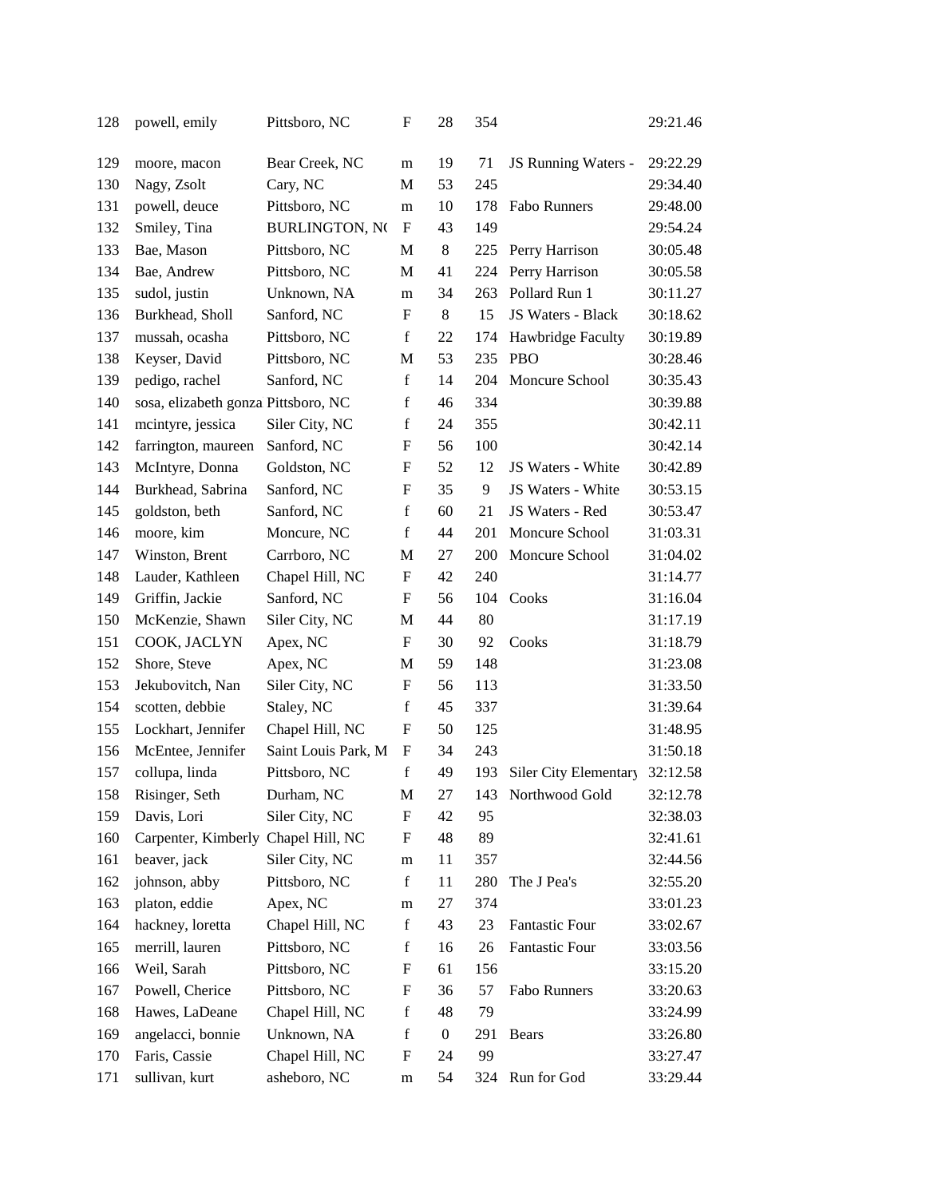| 128 | powell, emily | Pittsboro, NC | F | 28 | 354 | | 29:21.46 |
|---|---|---|---|---|---|---|---|
| 129 | moore, macon | Bear Creek, NC | m | 19 | 71 | JS Running Waters - | 29:22.29 |
| 130 | Nagy, Zsolt | Cary, NC | M | 53 | 245 | | 29:34.40 |
| 131 | powell, deuce | Pittsboro, NC | m | 10 | 178 | Fabo Runners | 29:48.00 |
| 132 | Smiley, Tina | BURLINGTON, NC | F | 43 | 149 | | 29:54.24 |
| 133 | Bae, Mason | Pittsboro, NC | M | 8 | 225 | Perry Harrison | 30:05.48 |
| 134 | Bae, Andrew | Pittsboro, NC | M | 41 | 224 | Perry Harrison | 30:05.58 |
| 135 | sudol, justin | Unknown, NA | m | 34 | 263 | Pollard Run 1 | 30:11.27 |
| 136 | Burkhead, Sholl | Sanford, NC | F | 8 | 15 | JS Waters - Black | 30:18.62 |
| 137 | mussah, ocasha | Pittsboro, NC | f | 22 | 174 | Hawbridge Faculty | 30:19.89 |
| 138 | Keyser, David | Pittsboro, NC | M | 53 | 235 | PBO | 30:28.46 |
| 139 | pedigo, rachel | Sanford, NC | f | 14 | 204 | Moncure School | 30:35.43 |
| 140 | sosa, elizabeth gonza | Pittsboro, NC | f | 46 | 334 | | 30:39.88 |
| 141 | mcintyre, jessica | Siler City, NC | f | 24 | 355 | | 30:42.11 |
| 142 | farrington, maureen | Sanford, NC | F | 56 | 100 | | 30:42.14 |
| 143 | McIntyre, Donna | Goldston, NC | F | 52 | 12 | JS Waters - White | 30:42.89 |
| 144 | Burkhead, Sabrina | Sanford, NC | F | 35 | 9 | JS Waters - White | 30:53.15 |
| 145 | goldston, beth | Sanford, NC | f | 60 | 21 | JS Waters - Red | 30:53.47 |
| 146 | moore, kim | Moncure, NC | f | 44 | 201 | Moncure School | 31:03.31 |
| 147 | Winston, Brent | Carrboro, NC | M | 27 | 200 | Moncure School | 31:04.02 |
| 148 | Lauder, Kathleen | Chapel Hill, NC | F | 42 | 240 | | 31:14.77 |
| 149 | Griffin, Jackie | Sanford, NC | F | 56 | 104 | Cooks | 31:16.04 |
| 150 | McKenzie, Shawn | Siler City, NC | M | 44 | 80 | | 31:17.19 |
| 151 | COOK, JACLYN | Apex, NC | F | 30 | 92 | Cooks | 31:18.79 |
| 152 | Shore, Steve | Apex, NC | M | 59 | 148 | | 31:23.08 |
| 153 | Jekubovitch, Nan | Siler City, NC | F | 56 | 113 | | 31:33.50 |
| 154 | scotten, debbie | Staley, NC | f | 45 | 337 | | 31:39.64 |
| 155 | Lockhart, Jennifer | Chapel Hill, NC | F | 50 | 125 | | 31:48.95 |
| 156 | McEntee, Jennifer | Saint Louis Park, M | F | 34 | 243 | | 31:50.18 |
| 157 | collupa, linda | Pittsboro, NC | f | 49 | 193 | Siler City Elementary | 32:12.58 |
| 158 | Risinger, Seth | Durham, NC | M | 27 | 143 | Northwood Gold | 32:12.78 |
| 159 | Davis, Lori | Siler City, NC | F | 42 | 95 | | 32:38.03 |
| 160 | Carpenter, Kimberly | Chapel Hill, NC | F | 48 | 89 | | 32:41.61 |
| 161 | beaver, jack | Siler City, NC | m | 11 | 357 | | 32:44.56 |
| 162 | johnson, abby | Pittsboro, NC | f | 11 | 280 | The J Pea's | 32:55.20 |
| 163 | platon, eddie | Apex, NC | m | 27 | 374 | | 33:01.23 |
| 164 | hackney, loretta | Chapel Hill, NC | f | 43 | 23 | Fantastic Four | 33:02.67 |
| 165 | merrill, lauren | Pittsboro, NC | f | 16 | 26 | Fantastic Four | 33:03.56 |
| 166 | Weil, Sarah | Pittsboro, NC | F | 61 | 156 | | 33:15.20 |
| 167 | Powell, Cherice | Pittsboro, NC | F | 36 | 57 | Fabo Runners | 33:20.63 |
| 168 | Hawes, LaDeane | Chapel Hill, NC | f | 48 | 79 | | 33:24.99 |
| 169 | angelacci, bonnie | Unknown, NA | f | 0 | 291 | Bears | 33:26.80 |
| 170 | Faris, Cassie | Chapel Hill, NC | F | 24 | 99 | | 33:27.47 |
| 171 | sullivan, kurt | asheboro, NC | m | 54 | 324 | Run for God | 33:29.44 |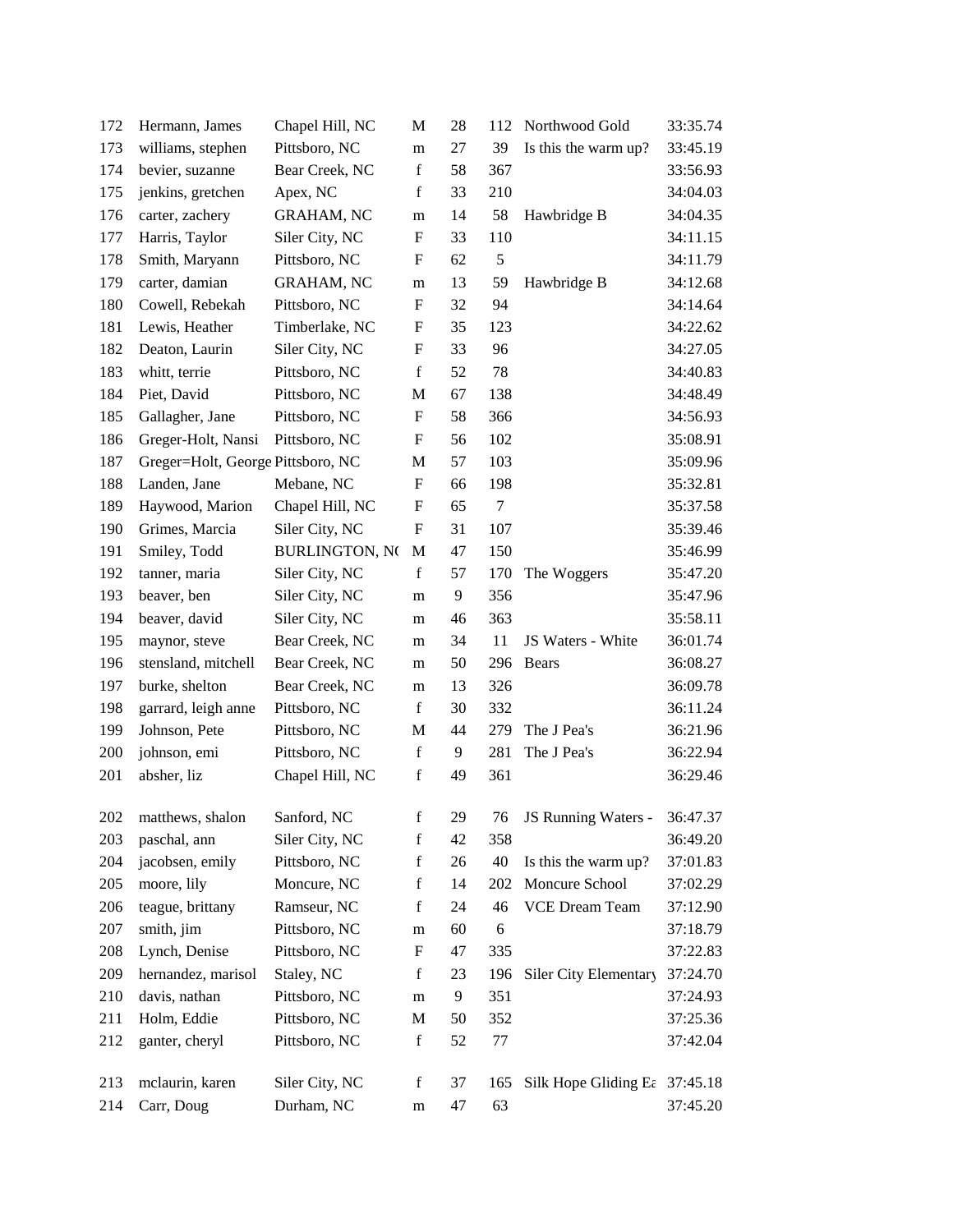| | | | | | | | |
|---|---|---|---|---|---|---|---|
| 172 | Hermann, James | Chapel Hill, NC | M | 28 | 112 | Northwood Gold | 33:35.74 |
| 173 | williams, stephen | Pittsboro, NC | m | 27 | 39 | Is this the warm up? | 33:45.19 |
| 174 | bevier, suzanne | Bear Creek, NC | f | 58 | 367 | | 33:56.93 |
| 175 | jenkins, gretchen | Apex, NC | f | 33 | 210 | | 34:04.03 |
| 176 | carter, zachery | GRAHAM, NC | m | 14 | 58 | Hawbridge B | 34:04.35 |
| 177 | Harris, Taylor | Siler City, NC | F | 33 | 110 | | 34:11.15 |
| 178 | Smith, Maryann | Pittsboro, NC | F | 62 | 5 | | 34:11.79 |
| 179 | carter, damian | GRAHAM, NC | m | 13 | 59 | Hawbridge B | 34:12.68 |
| 180 | Cowell, Rebekah | Pittsboro, NC | F | 32 | 94 | | 34:14.64 |
| 181 | Lewis, Heather | Timberlake, NC | F | 35 | 123 | | 34:22.62 |
| 182 | Deaton, Laurin | Siler City, NC | F | 33 | 96 | | 34:27.05 |
| 183 | whitt, terrie | Pittsboro, NC | f | 52 | 78 | | 34:40.83 |
| 184 | Piet, David | Pittsboro, NC | M | 67 | 138 | | 34:48.49 |
| 185 | Gallagher, Jane | Pittsboro, NC | F | 58 | 366 | | 34:56.93 |
| 186 | Greger-Holt, Nansi | Pittsboro, NC | F | 56 | 102 | | 35:08.91 |
| 187 | Greger=Holt, George | Pittsboro, NC | M | 57 | 103 | | 35:09.96 |
| 188 | Landen, Jane | Mebane, NC | F | 66 | 198 | | 35:32.81 |
| 189 | Haywood, Marion | Chapel Hill, NC | F | 65 | 7 | | 35:37.58 |
| 190 | Grimes, Marcia | Siler City, NC | F | 31 | 107 | | 35:39.46 |
| 191 | Smiley, Todd | BURLINGTON, N( | M | 47 | 150 | | 35:46.99 |
| 192 | tanner, maria | Siler City, NC | f | 57 | 170 | The Woggers | 35:47.20 |
| 193 | beaver, ben | Siler City, NC | m | 9 | 356 | | 35:47.96 |
| 194 | beaver, david | Siler City, NC | m | 46 | 363 | | 35:58.11 |
| 195 | maynor, steve | Bear Creek, NC | m | 34 | 11 | JS Waters - White | 36:01.74 |
| 196 | stensland, mitchell | Bear Creek, NC | m | 50 | 296 | Bears | 36:08.27 |
| 197 | burke, shelton | Bear Creek, NC | m | 13 | 326 | | 36:09.78 |
| 198 | garrard, leigh anne | Pittsboro, NC | f | 30 | 332 | | 36:11.24 |
| 199 | Johnson, Pete | Pittsboro, NC | M | 44 | 279 | The J Pea's | 36:21.96 |
| 200 | johnson, emi | Pittsboro, NC | f | 9 | 281 | The J Pea's | 36:22.94 |
| 201 | absher, liz | Chapel Hill, NC | f | 49 | 361 | | 36:29.46 |
| 202 | matthews, shalon | Sanford, NC | f | 29 | 76 | JS Running Waters - | 36:47.37 |
| 203 | paschal, ann | Siler City, NC | f | 42 | 358 | | 36:49.20 |
| 204 | jacobsen, emily | Pittsboro, NC | f | 26 | 40 | Is this the warm up? | 37:01.83 |
| 205 | moore, lily | Moncure, NC | f | 14 | 202 | Moncure School | 37:02.29 |
| 206 | teague, brittany | Ramseur, NC | f | 24 | 46 | VCE Dream Team | 37:12.90 |
| 207 | smith, jim | Pittsboro, NC | m | 60 | 6 | | 37:18.79 |
| 208 | Lynch, Denise | Pittsboro, NC | F | 47 | 335 | | 37:22.83 |
| 209 | hernandez, marisol | Staley, NC | f | 23 | 196 | Siler City Elementary | 37:24.70 |
| 210 | davis, nathan | Pittsboro, NC | m | 9 | 351 | | 37:24.93 |
| 211 | Holm, Eddie | Pittsboro, NC | M | 50 | 352 | | 37:25.36 |
| 212 | ganter, cheryl | Pittsboro, NC | f | 52 | 77 | | 37:42.04 |
| 213 | mclaurin, karen | Siler City, NC | f | 37 | 165 | Silk Hope Gliding Ea | 37:45.18 |
| 214 | Carr, Doug | Durham, NC | m | 47 | 63 | | 37:45.20 |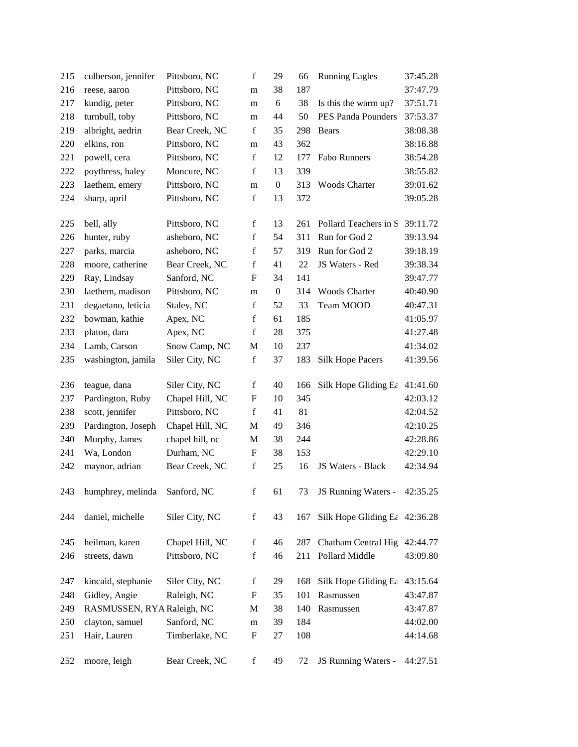| | | | | | | | |
|---|---|---|---|---|---|---|---|
| 215 | culberson, jennifer | Pittsboro, NC | f | 29 | 66 | Running Eagles | 37:45.28 |
| 216 | reese, aaron | Pittsboro, NC | m | 38 | 187 | | 37:47.79 |
| 217 | kundig, peter | Pittsboro, NC | m | 6 | 38 | Is this the warm up? | 37:51.71 |
| 218 | turnbull, toby | Pittsboro, NC | m | 44 | 50 | PES Panda Pounders | 37:53.37 |
| 219 | albright, aedrin | Bear Creek, NC | f | 35 | 298 | Bears | 38:08.38 |
| 220 | elkins, ron | Pittsboro, NC | m | 43 | 362 | | 38:16.88 |
| 221 | powell, cera | Pittsboro, NC | f | 12 | 177 | Fabo Runners | 38:54.28 |
| 222 | poythress, haley | Moncure, NC | f | 13 | 339 | | 38:55.82 |
| 223 | laethem, emery | Pittsboro, NC | m | 0 | 313 | Woods Charter | 39:01.62 |
| 224 | sharp, april | Pittsboro, NC | f | 13 | 372 | | 39:05.28 |
| 225 | bell, ally | Pittsboro, NC | f | 13 | 261 | Pollard Teachers in S | 39:11.72 |
| 226 | hunter, ruby | asheboro, NC | f | 54 | 311 | Run for God 2 | 39:13.94 |
| 227 | parks, marcia | asheboro, NC | f | 57 | 319 | Run for God 2 | 39:18.19 |
| 228 | moore, catherine | Bear Creek, NC | f | 41 | 22 | JS Waters - Red | 39:38.34 |
| 229 | Ray, Lindsay | Sanford, NC | F | 34 | 141 | | 39:47.77 |
| 230 | laethem, madison | Pittsboro, NC | m | 0 | 314 | Woods Charter | 40:40.90 |
| 231 | degaetano, leticia | Staley, NC | f | 52 | 33 | Team MOOD | 40:47.31 |
| 232 | bowman, kathie | Apex, NC | f | 61 | 185 | | 41:05.97 |
| 233 | platon, dara | Apex, NC | f | 28 | 375 | | 41:27.48 |
| 234 | Lamb, Carson | Snow Camp, NC | M | 10 | 237 | | 41:34.02 |
| 235 | washington, jamila | Siler City, NC | f | 37 | 183 | Silk Hope Pacers | 41:39.56 |
| 236 | teague, dana | Siler City, NC | f | 40 | 166 | Silk Hope Gliding Ea | 41:41.60 |
| 237 | Pardington, Ruby | Chapel Hill, NC | F | 10 | 345 | | 42:03.12 |
| 238 | scott, jennifer | Pittsboro, NC | f | 41 | 81 | | 42:04.52 |
| 239 | Pardington, Joseph | Chapel Hill, NC | M | 49 | 346 | | 42:10.25 |
| 240 | Murphy, James | chapel hill, nc | M | 38 | 244 | | 42:28.86 |
| 241 | Wa, London | Durham, NC | F | 38 | 153 | | 42:29.10 |
| 242 | maynor, adrian | Bear Creek, NC | f | 25 | 16 | JS Waters - Black | 42:34.94 |
| 243 | humphrey, melinda | Sanford, NC | f | 61 | 73 | JS Running Waters - | 42:35.25 |
| 244 | daniel, michelle | Siler City, NC | f | 43 | 167 | Silk Hope Gliding Ea | 42:36.28 |
| 245 | heilman, karen | Chapel Hill, NC | f | 46 | 287 | Chatham Central Hig | 42:44.77 |
| 246 | streets, dawn | Pittsboro, NC | f | 46 | 211 | Pollard Middle | 43:09.80 |
| 247 | kincaid, stephanie | Siler City, NC | f | 29 | 168 | Silk Hope Gliding Ea | 43:15.64 |
| 248 | Gidley, Angie | Raleigh, NC | F | 35 | 101 | Rasmussen | 43:47.87 |
| 249 | RASMUSSEN, RYA | Raleigh, NC | M | 38 | 140 | Rasmussen | 43:47.87 |
| 250 | clayton, samuel | Sanford, NC | m | 39 | 184 | | 44:02.00 |
| 251 | Hair, Lauren | Timberlake, NC | F | 27 | 108 | | 44:14.68 |
| 252 | moore, leigh | Bear Creek, NC | f | 49 | 72 | JS Running Waters - | 44:27.51 |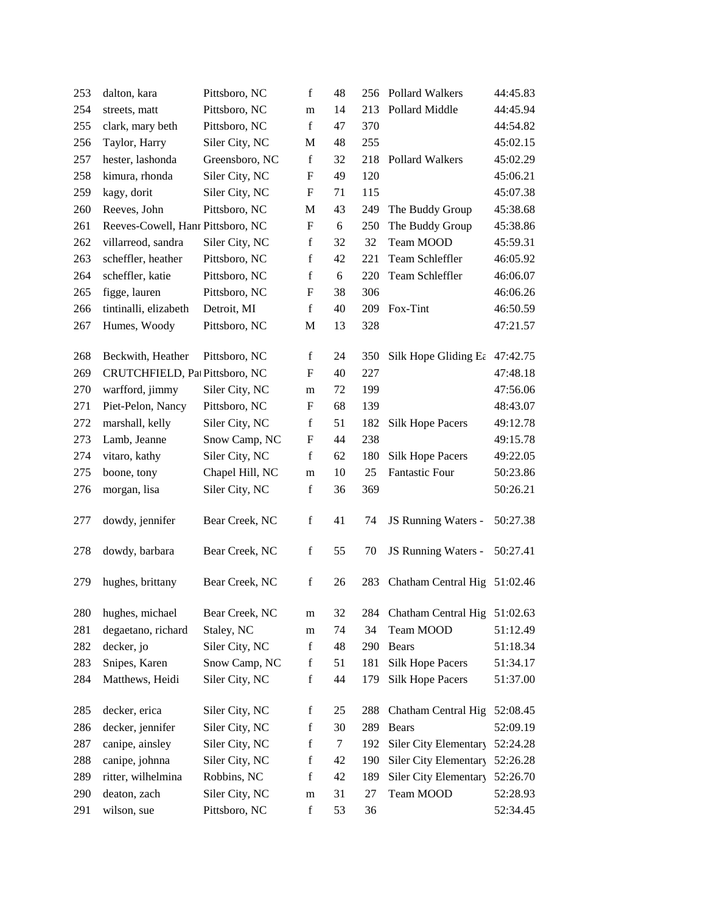| | | | | | | | |
|---|---|---|---|---|---|---|---|
| 253 | dalton, kara | Pittsboro, NC | f | 48 | 256 | Pollard Walkers | 44:45.83 |
| 254 | streets, matt | Pittsboro, NC | m | 14 | 213 | Pollard Middle | 44:45.94 |
| 255 | clark, mary beth | Pittsboro, NC | f | 47 | 370 | | 44:54.82 |
| 256 | Taylor, Harry | Siler City, NC | M | 48 | 255 | | 45:02.15 |
| 257 | hester, lashonda | Greensboro, NC | f | 32 | 218 | Pollard Walkers | 45:02.29 |
| 258 | kimura, rhonda | Siler City, NC | F | 49 | 120 | | 45:06.21 |
| 259 | kagy, dorit | Siler City, NC | F | 71 | 115 | | 45:07.38 |
| 260 | Reeves, John | Pittsboro, NC | M | 43 | 249 | The Buddy Group | 45:38.68 |
| 261 | Reeves-Cowell, Hanr | Pittsboro, NC | F | 6 | 250 | The Buddy Group | 45:38.86 |
| 262 | villarreod, sandra | Siler City, NC | f | 32 | 32 | Team MOOD | 45:59.31 |
| 263 | scheffler, heather | Pittsboro, NC | f | 42 | 221 | Team Schleffler | 46:05.92 |
| 264 | scheffler, katie | Pittsboro, NC | f | 6 | 220 | Team Schleffler | 46:06.07 |
| 265 | figge, lauren | Pittsboro, NC | F | 38 | 306 | | 46:06.26 |
| 266 | tintinalli, elizabeth | Detroit, MI | f | 40 | 209 | Fox-Tint | 46:50.59 |
| 267 | Humes, Woody | Pittsboro, NC | M | 13 | 328 | | 47:21.57 |
| 268 | Beckwith, Heather | Pittsboro, NC | f | 24 | 350 | Silk Hope Gliding Ea | 47:42.75 |
| 269 | CRUTCHFIELD, Pat | Pittsboro, NC | F | 40 | 227 | | 47:48.18 |
| 270 | warfford, jimmy | Siler City, NC | m | 72 | 199 | | 47:56.06 |
| 271 | Piet-Pelon, Nancy | Pittsboro, NC | F | 68 | 139 | | 48:43.07 |
| 272 | marshall, kelly | Siler City, NC | f | 51 | 182 | Silk Hope Pacers | 49:12.78 |
| 273 | Lamb, Jeanne | Snow Camp, NC | F | 44 | 238 | | 49:15.78 |
| 274 | vitaro, kathy | Siler City, NC | f | 62 | 180 | Silk Hope Pacers | 49:22.05 |
| 275 | boone, tony | Chapel Hill, NC | m | 10 | 25 | Fantastic Four | 50:23.86 |
| 276 | morgan, lisa | Siler City, NC | f | 36 | 369 | | 50:26.21 |
| 277 | dowdy, jennifer | Bear Creek, NC | f | 41 | 74 | JS Running Waters - | 50:27.38 |
| 278 | dowdy, barbara | Bear Creek, NC | f | 55 | 70 | JS Running Waters - | 50:27.41 |
| 279 | hughes, brittany | Bear Creek, NC | f | 26 | 283 | Chatham Central Hig | 51:02.46 |
| 280 | hughes, michael | Bear Creek, NC | m | 32 | 284 | Chatham Central Hig | 51:02.63 |
| 281 | degaetano, richard | Staley, NC | m | 74 | 34 | Team MOOD | 51:12.49 |
| 282 | decker, jo | Siler City, NC | f | 48 | 290 | Bears | 51:18.34 |
| 283 | Snipes, Karen | Snow Camp, NC | f | 51 | 181 | Silk Hope Pacers | 51:34.17 |
| 284 | Matthews, Heidi | Siler City, NC | f | 44 | 179 | Silk Hope Pacers | 51:37.00 |
| 285 | decker, erica | Siler City, NC | f | 25 | 288 | Chatham Central Hig | 52:08.45 |
| 286 | decker, jennifer | Siler City, NC | f | 30 | 289 | Bears | 52:09.19 |
| 287 | canipe, ainsley | Siler City, NC | f | 7 | 192 | Siler City Elementary | 52:24.28 |
| 288 | canipe, johnna | Siler City, NC | f | 42 | 190 | Siler City Elementary | 52:26.28 |
| 289 | ritter, wilhelmina | Robbins, NC | f | 42 | 189 | Siler City Elementary | 52:26.70 |
| 290 | deaton, zach | Siler City, NC | m | 31 | 27 | Team MOOD | 52:28.93 |
| 291 | wilson, sue | Pittsboro, NC | f | 53 | 36 | | 52:34.45 |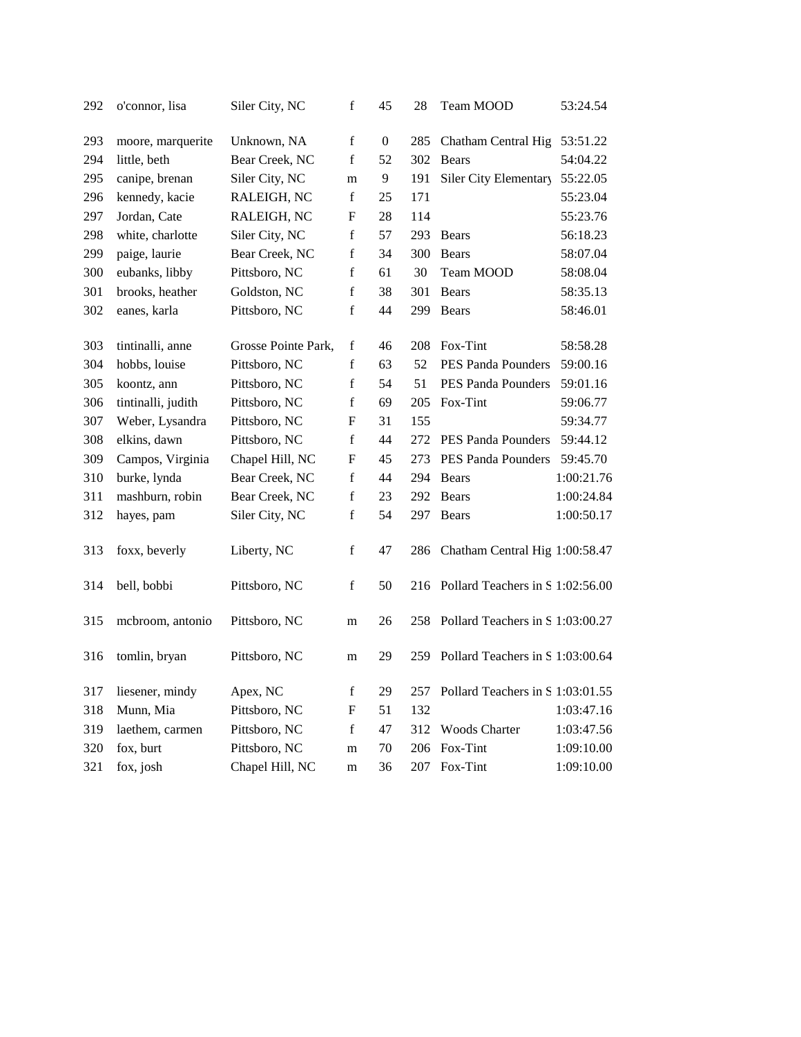| | | | | | | | |
|---|---|---|---|---|---|---|---|
| 292 | o'connor, lisa | Siler City, NC | f | 45 | 28 | Team MOOD | 53:24.54 |
| 293 | moore, marquerite | Unknown, NA | f | 0 | 285 | Chatham Central Hig | 53:51.22 |
| 294 | little, beth | Bear Creek, NC | f | 52 | 302 | Bears | 54:04.22 |
| 295 | canipe, brenan | Siler City, NC | m | 9 | 191 | Siler City Elementary | 55:22.05 |
| 296 | kennedy, kacie | RALEIGH, NC | f | 25 | 171 | | 55:23.04 |
| 297 | Jordan, Cate | RALEIGH, NC | F | 28 | 114 | | 55:23.76 |
| 298 | white, charlotte | Siler City, NC | f | 57 | 293 | Bears | 56:18.23 |
| 299 | paige, laurie | Bear Creek, NC | f | 34 | 300 | Bears | 58:07.04 |
| 300 | eubanks, libby | Pittsboro, NC | f | 61 | 30 | Team MOOD | 58:08.04 |
| 301 | brooks, heather | Goldston, NC | f | 38 | 301 | Bears | 58:35.13 |
| 302 | eanes, karla | Pittsboro, NC | f | 44 | 299 | Bears | 58:46.01 |
| 303 | tintinalli, anne | Grosse Pointe Park, | f | 46 | 208 | Fox-Tint | 58:58.28 |
| 304 | hobbs, louise | Pittsboro, NC | f | 63 | 52 | PES Panda Pounders | 59:00.16 |
| 305 | koontz, ann | Pittsboro, NC | f | 54 | 51 | PES Panda Pounders | 59:01.16 |
| 306 | tintinalli, judith | Pittsboro, NC | f | 69 | 205 | Fox-Tint | 59:06.77 |
| 307 | Weber, Lysandra | Pittsboro, NC | F | 31 | 155 | | 59:34.77 |
| 308 | elkins, dawn | Pittsboro, NC | f | 44 | 272 | PES Panda Pounders | 59:44.12 |
| 309 | Campos, Virginia | Chapel Hill, NC | F | 45 | 273 | PES Panda Pounders | 59:45.70 |
| 310 | burke, lynda | Bear Creek, NC | f | 44 | 294 | Bears | 1:00:21.76 |
| 311 | mashburn, robin | Bear Creek, NC | f | 23 | 292 | Bears | 1:00:24.84 |
| 312 | hayes, pam | Siler City, NC | f | 54 | 297 | Bears | 1:00:50.17 |
| 313 | foxx, beverly | Liberty, NC | f | 47 | 286 | Chatham Central Hig | 1:00:58.47 |
| 314 | bell, bobbi | Pittsboro, NC | f | 50 | 216 | Pollard Teachers in S | 1:02:56.00 |
| 315 | mcbroom, antonio | Pittsboro, NC | m | 26 | 258 | Pollard Teachers in S | 1:03:00.27 |
| 316 | tomlin, bryan | Pittsboro, NC | m | 29 | 259 | Pollard Teachers in S | 1:03:00.64 |
| 317 | liesener, mindy | Apex, NC | f | 29 | 257 | Pollard Teachers in S | 1:03:01.55 |
| 318 | Munn, Mia | Pittsboro, NC | F | 51 | 132 | | 1:03:47.16 |
| 319 | laethem, carmen | Pittsboro, NC | f | 47 | 312 | Woods Charter | 1:03:47.56 |
| 320 | fox, burt | Pittsboro, NC | m | 70 | 206 | Fox-Tint | 1:09:10.00 |
| 321 | fox, josh | Chapel Hill, NC | m | 36 | 207 | Fox-Tint | 1:09:10.00 |